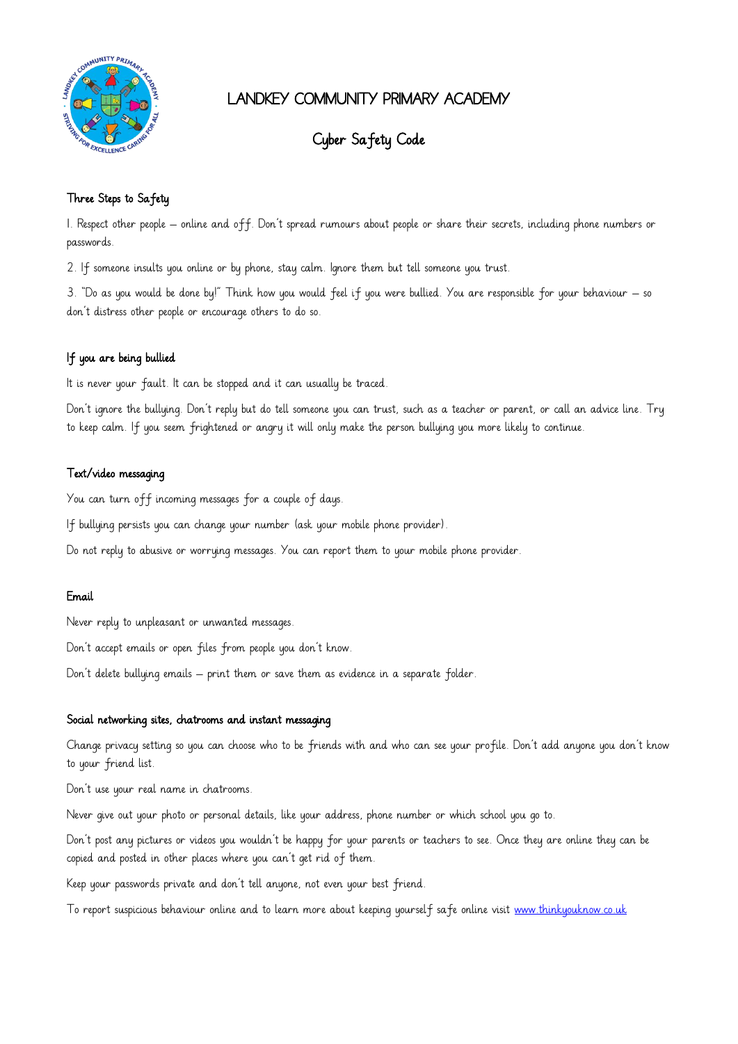# LANDKEY COMMUNITY PRIMARY ACADEMY

## Cyber Safety Code

### Three Steps to Safety

1. Respect other people – online and off. Don't spread rumours about people or share their secrets, including phone numbers or passwords.

2. If someone insults you online or by phone, stay calm. Ignore them but tell someone you trust.

3. "Do as you would be done by!" Think how you would feel if you were bullied. You are responsible for your behaviour – so don't distress other people or encourage others to do so.

### If you are being bullied

It is never your fault. It can be stopped and it can usually be traced.

Don't ignore the bullying. Don't reply but do tell someone you can trust, such as a teacher or parent, or call an advice line. Try to keep calm. If you seem frightened or angry it will only make the person bullying you more likely to continue.

### Text/video messaging

You can turn off incoming messages for a couple of days.

If bullying persists you can change your number (ask your mobile phone provider).

Do not reply to abusive or worrying messages. You can report them to your mobile phone provider.

### Email

Never reply to unpleasant or unwanted messages.

Don't accept emails or open files from people you don't know.

Don't delete bullying emails – print them or save them as evidence in a separate folder.

### Social networking sites, chatrooms and instant messaging

Change privacy setting so you can choose who to be friends with and who can see your profile. Don't add anyone you don't know to your friend list.

Don't use your real name in chatrooms.

Never give out your photo or personal details, like your address, phone number or which school you go to.

Don't post any pictures or videos you wouldn't be happy for your parents or teachers to see. Once they are online they can be copied and posted in other places where you can't get rid of them.

Keep your passwords private and don't tell anyone, not even your best friend.

To report suspicious behaviour online and to learn more about keeping yourself safe online visit [www.thinkyouknow.co.uk](http://www.thinkyouknow.co.uk)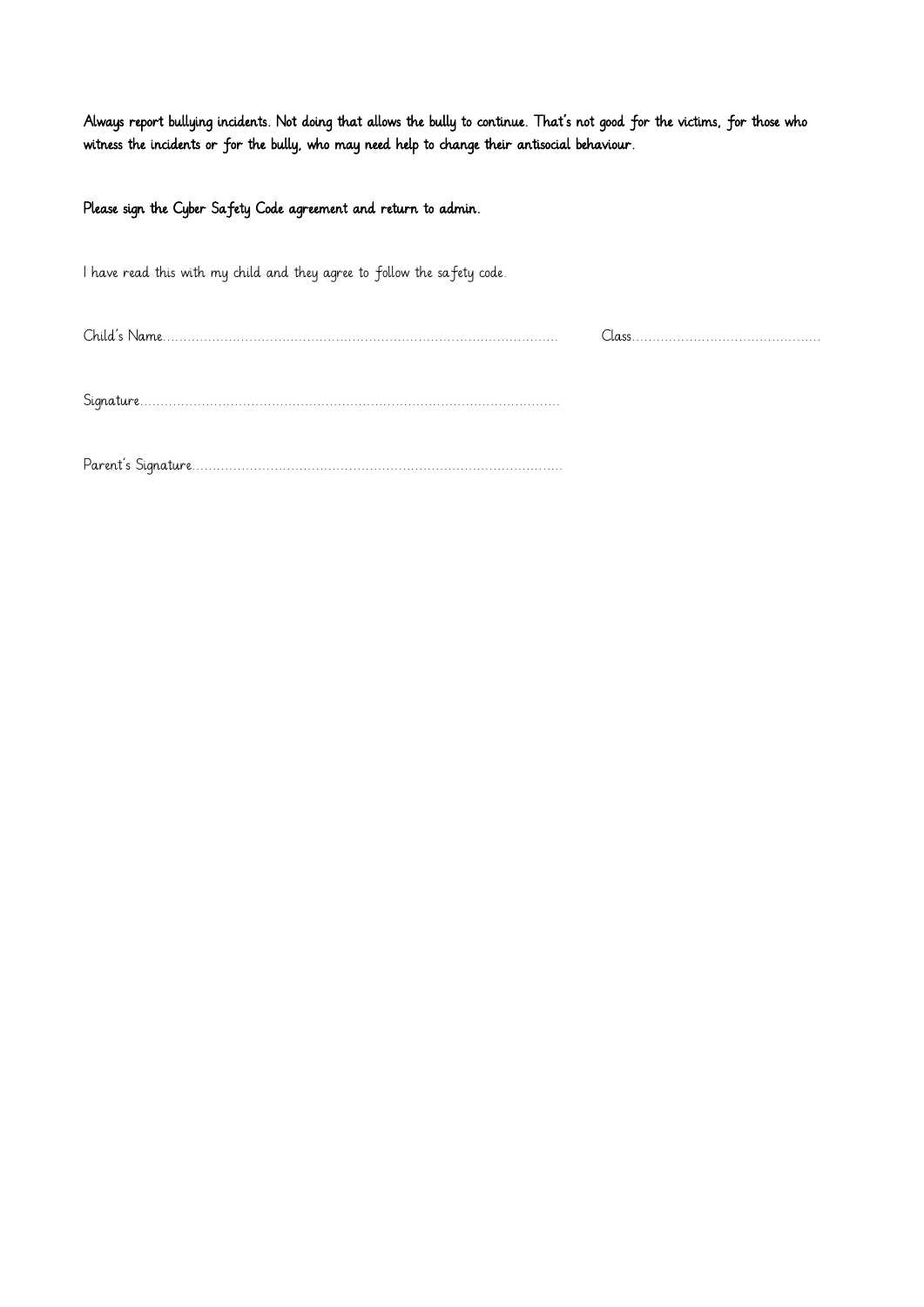**Always report bullying incidents. Not doing that allows the bully to continue. That's not good for the victims, for those who witness the incidents or for the bully, who may need help to change their antisocial behaviour.**

**Please sign the Cyber Safety Code agreement and return to admin.**

I have read this with my child and they agree to follow the safety code.

Child's Name.............................................................................................  Class.............................................

Signature..................................................................................................

Parent's Signature.......................................................................................